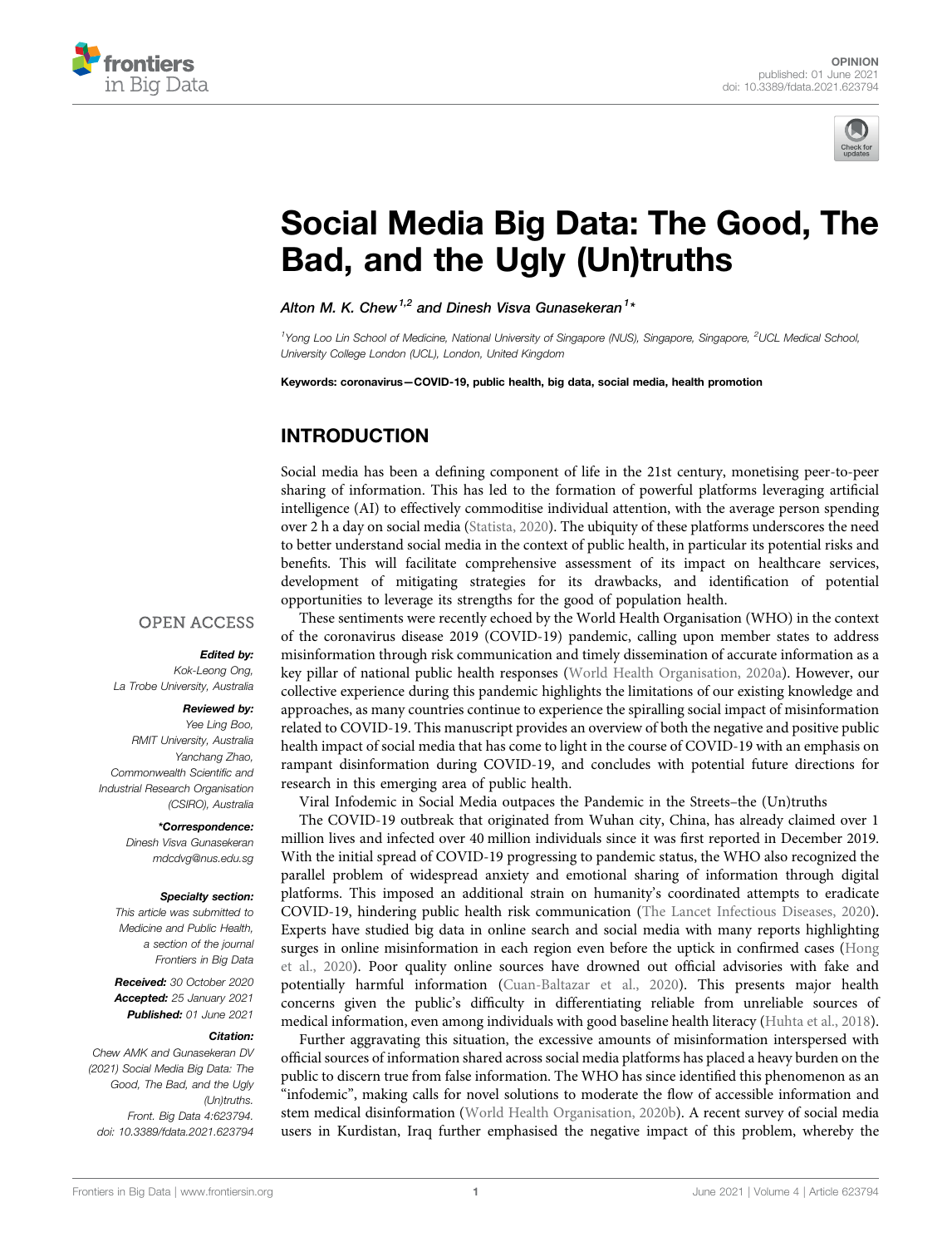OPINION
published: 01 June 2021
doi: 10.3389/fdata.2021.623794

# Social Media Big Data: The Good, The Bad, and the Ugly (Un)truths

*Alton M. K. Chew*[1,2] *and Dinesh Visva Gunasekeran*[1]*

[1]Yong Loo Lin School of Medicine, National University of Singapore (NUS), Singapore, Singapore, [2]UCL Medical School, University College London (UCL), London, United Kingdom

**Keywords: coronavirus—COVID-19, public health, big data, social media, health promotion**

OPEN ACCESS

***Edited by:***
*Kok-Leong Ong,*
*La Trobe University, Australia*

***Reviewed by:***
*Yee Ling Boo,*
*RMIT University, Australia*
*Yanchang Zhao,*
*Commonwealth Scientific and Industrial Research Organisation (CSIRO), Australia*

****Correspondence:***
*Dinesh Visva Gunasekeran*
*mdcdvg@nus.edu.sg*

***Specialty section:***
*This article was submitted to Medicine and Public Health, a section of the journal Frontiers in Big Data*

***Received:*** *30 October 2020*
***Accepted:*** *25 January 2021*
***Published:*** *01 June 2021*

***Citation:***
*Chew AMK and Gunasekeran DV (2021) Social Media Big Data: The Good, The Bad, and the Ugly (Un)truths. Front. Big Data 4:623794. doi: 10.3389/fdata.2021.623794*

## INTRODUCTION

Social media has been a defining component of life in the 21st century, monetising peer-to-peer sharing of information. This has led to the formation of powerful platforms leveraging artificial intelligence (AI) to effectively commoditise individual attention, with the average person spending over 2 h a day on social media (Statista, 2020). The ubiquity of these platforms underscores the need to better understand social media in the context of public health, in particular its potential risks and benefits. This will facilitate comprehensive assessment of its impact on healthcare services, development of mitigating strategies for its drawbacks, and identification of potential opportunities to leverage its strengths for the good of population health.

These sentiments were recently echoed by the World Health Organisation (WHO) in the context of the coronavirus disease 2019 (COVID-19) pandemic, calling upon member states to address misinformation through risk communication and timely dissemination of accurate information as a key pillar of national public health responses (World Health Organisation, 2020a). However, our collective experience during this pandemic highlights the limitations of our existing knowledge and approaches, as many countries continue to experience the spiralling social impact of misinformation related to COVID-19. This manuscript provides an overview of both the negative and positive public health impact of social media that has come to light in the course of COVID-19 with an emphasis on rampant disinformation during COVID-19, and concludes with potential future directions for research in this emerging area of public health.

Viral Infodemic in Social Media outpaces the Pandemic in the Streets–the (Un)truths

The COVID-19 outbreak that originated from Wuhan city, China, has already claimed over 1 million lives and infected over 40 million individuals since it was first reported in December 2019. With the initial spread of COVID-19 progressing to pandemic status, the WHO also recognized the parallel problem of widespread anxiety and emotional sharing of information through digital platforms. This imposed an additional strain on humanity's coordinated attempts to eradicate COVID-19, hindering public health risk communication (The Lancet Infectious Diseases, 2020). Experts have studied big data in online search and social media with many reports highlighting surges in online misinformation in each region even before the uptick in confirmed cases (Hong et al., 2020). Poor quality online sources have drowned out official advisories with fake and potentially harmful information (Cuan-Baltazar et al., 2020). This presents major health concerns given the public's difficulty in differentiating reliable from unreliable sources of medical information, even among individuals with good baseline health literacy (Huhta et al., 2018).

Further aggravating this situation, the excessive amounts of misinformation interspersed with official sources of information shared across social media platforms has placed a heavy burden on the public to discern true from false information. The WHO has since identified this phenomenon as an "infodemic", making calls for novel solutions to moderate the flow of accessible information and stem medical disinformation (World Health Organisation, 2020b). A recent survey of social media users in Kurdistan, Iraq further emphasised the negative impact of this problem, whereby the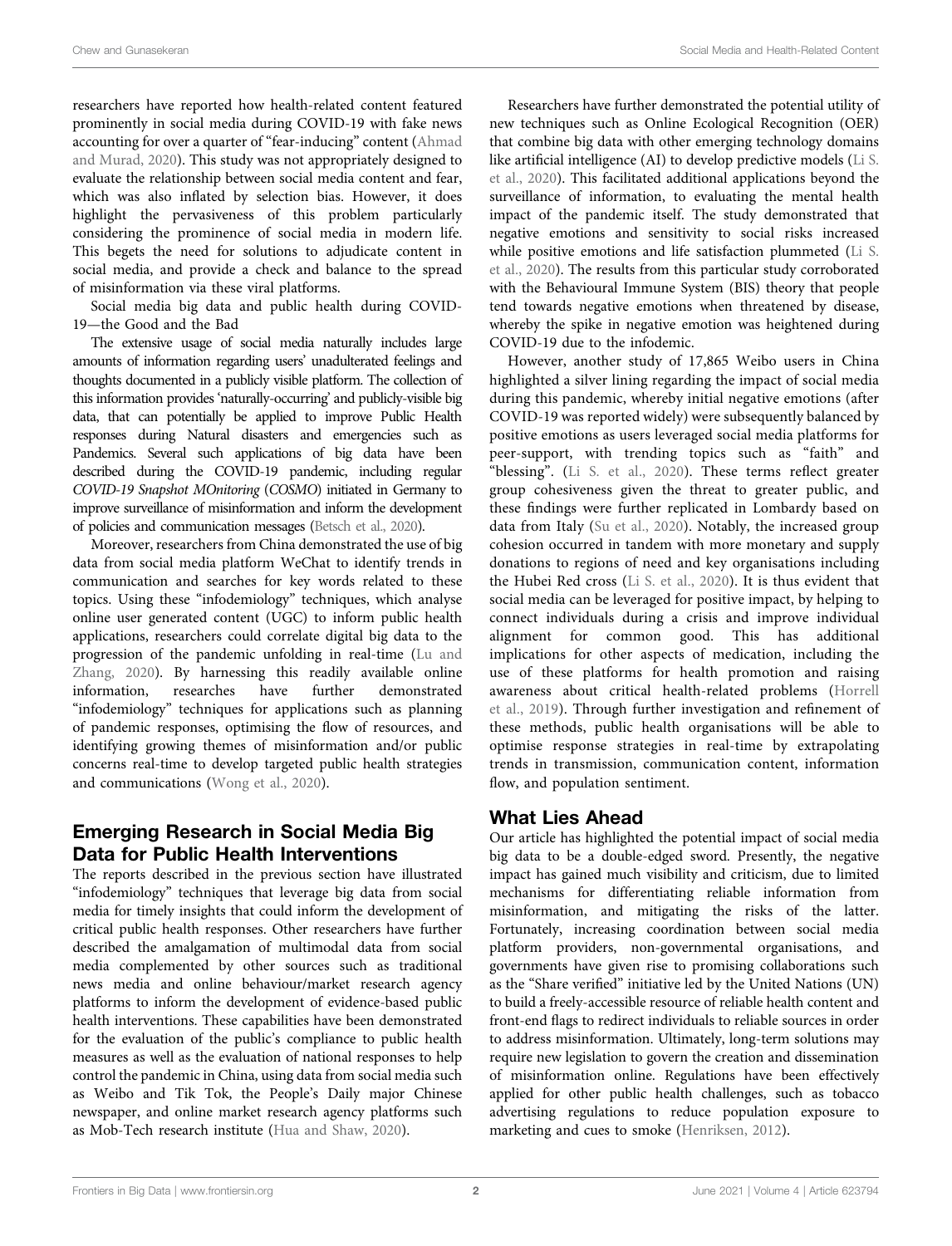researchers have reported how health-related content featured prominently in social media during COVID-19 with fake news accounting for over a quarter of "fear-inducing" content (Ahmad and Murad, 2020). This study was not appropriately designed to evaluate the relationship between social media content and fear, which was also inflated by selection bias. However, it does highlight the pervasiveness of this problem particularly considering the prominence of social media in modern life. This begets the need for solutions to adjudicate content in social media, and provide a check and balance to the spread of misinformation via these viral platforms.

Social media big data and public health during COVID-19—the Good and the Bad

The extensive usage of social media naturally includes large amounts of information regarding users' unadulterated feelings and thoughts documented in a publicly visible platform. The collection of this information provides 'naturally-occurring' and publicly-visible big data, that can potentially be applied to improve Public Health responses during Natural disasters and emergencies such as Pandemics. Several such applications of big data have been described during the COVID-19 pandemic, including regular *COVID-19 Snapshot MOnitoring* (*COSMO*) initiated in Germany to improve surveillance of misinformation and inform the development of policies and communication messages (Betsch et al., 2020).

Moreover, researchers from China demonstrated the use of big data from social media platform WeChat to identify trends in communication and searches for key words related to these topics. Using these "infodemiology" techniques, which analyse online user generated content (UGC) to inform public health applications, researchers could correlate digital big data to the progression of the pandemic unfolding in real-time (Lu and Zhang, 2020). By harnessing this readily available online information, researches have further demonstrated "infodemiology" techniques for applications such as planning of pandemic responses, optimising the flow of resources, and identifying growing themes of misinformation and/or public concerns real-time to develop targeted public health strategies and communications (Wong et al., 2020).

## Emerging Research in Social Media Big Data for Public Health Interventions

The reports described in the previous section have illustrated "infodemiology" techniques that leverage big data from social media for timely insights that could inform the development of critical public health responses. Other researchers have further described the amalgamation of multimodal data from social media complemented by other sources such as traditional news media and online behaviour/market research agency platforms to inform the development of evidence-based public health interventions. These capabilities have been demonstrated for the evaluation of the public's compliance to public health measures as well as the evaluation of national responses to help control the pandemic in China, using data from social media such as Weibo and Tik Tok, the People's Daily major Chinese newspaper, and online market research agency platforms such as Mob-Tech research institute (Hua and Shaw, 2020).

Researchers have further demonstrated the potential utility of new techniques such as Online Ecological Recognition (OER) that combine big data with other emerging technology domains like artificial intelligence (AI) to develop predictive models (Li S. et al., 2020). This facilitated additional applications beyond the surveillance of information, to evaluating the mental health impact of the pandemic itself. The study demonstrated that negative emotions and sensitivity to social risks increased while positive emotions and life satisfaction plummeted (Li S. et al., 2020). The results from this particular study corroborated with the Behavioural Immune System (BIS) theory that people tend towards negative emotions when threatened by disease, whereby the spike in negative emotion was heightened during COVID-19 due to the infodemic.

However, another study of 17,865 Weibo users in China highlighted a silver lining regarding the impact of social media during this pandemic, whereby initial negative emotions (after COVID-19 was reported widely) were subsequently balanced by positive emotions as users leveraged social media platforms for peer-support, with trending topics such as "faith" and "blessing". (Li S. et al., 2020). These terms reflect greater group cohesiveness given the threat to greater public, and these findings were further replicated in Lombardy based on data from Italy (Su et al., 2020). Notably, the increased group cohesion occurred in tandem with more monetary and supply donations to regions of need and key organisations including the Hubei Red cross (Li S. et al., 2020). It is thus evident that social media can be leveraged for positive impact, by helping to connect individuals during a crisis and improve individual alignment for common good. This has additional implications for other aspects of medication, including the use of these platforms for health promotion and raising awareness about critical health-related problems (Horrell et al., 2019). Through further investigation and refinement of these methods, public health organisations will be able to optimise response strategies in real-time by extrapolating trends in transmission, communication content, information flow, and population sentiment.

## What Lies Ahead

Our article has highlighted the potential impact of social media big data to be a double-edged sword. Presently, the negative impact has gained much visibility and criticism, due to limited mechanisms for differentiating reliable information from misinformation, and mitigating the risks of the latter. Fortunately, increasing coordination between social media platform providers, non-governmental organisations, and governments have given rise to promising collaborations such as the "Share verified" initiative led by the United Nations (UN) to build a freely-accessible resource of reliable health content and front-end flags to redirect individuals to reliable sources in order to address misinformation. Ultimately, long-term solutions may require new legislation to govern the creation and dissemination of misinformation online. Regulations have been effectively applied for other public health challenges, such as tobacco advertising regulations to reduce population exposure to marketing and cues to smoke (Henriksen, 2012).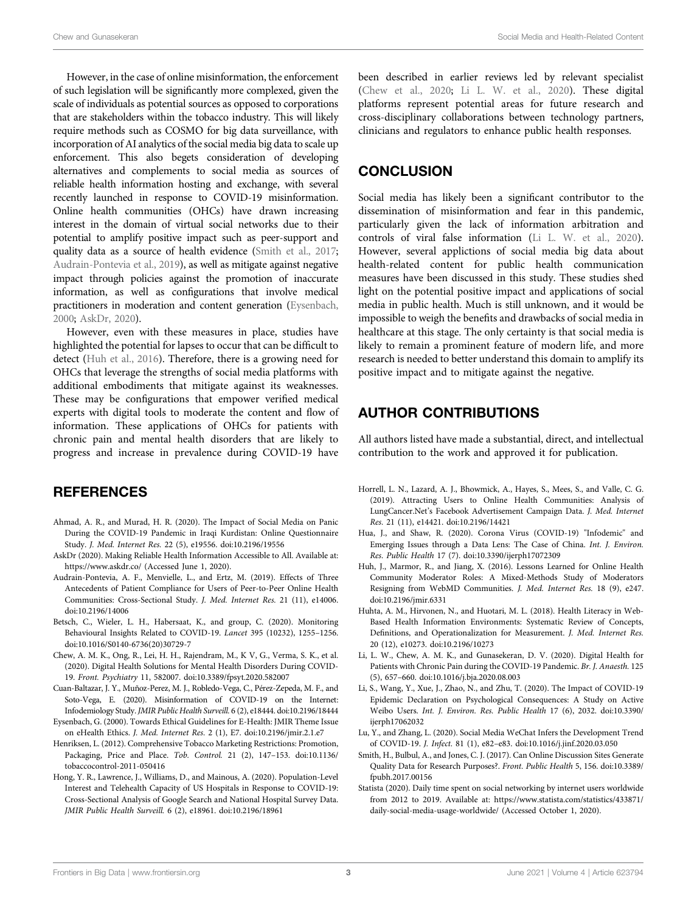However, in the case of online misinformation, the enforcement of such legislation will be significantly more complexed, given the scale of individuals as potential sources as opposed to corporations that are stakeholders within the tobacco industry. This will likely require methods such as COSMO for big data surveillance, with incorporation of AI analytics of the social media big data to scale up enforcement. This also begets consideration of developing alternatives and complements to social media as sources of reliable health information hosting and exchange, with several recently launched in response to COVID-19 misinformation. Online health communities (OHCs) have drawn increasing interest in the domain of virtual social networks due to their potential to amplify positive impact such as peer-support and quality data as a source of health evidence (Smith et al., 2017; Audrain-Pontevia et al., 2019), as well as mitigate against negative impact through policies against the promotion of inaccurate information, as well as configurations that involve medical practitioners in moderation and content generation (Eysenbach, 2000; AskDr, 2020).

However, even with these measures in place, studies have highlighted the potential for lapses to occur that can be difficult to detect (Huh et al., 2016). Therefore, there is a growing need for OHCs that leverage the strengths of social media platforms with additional embodiments that mitigate against its weaknesses. These may be configurations that empower verified medical experts with digital tools to moderate the content and flow of information. These applications of OHCs for patients with chronic pain and mental health disorders that are likely to progress and increase in prevalence during COVID-19 have been described in earlier reviews led by relevant specialist (Chew et al., 2020; Li L. W. et al., 2020). These digital platforms represent potential areas for future research and cross-disciplinary collaborations between technology partners, clinicians and regulators to enhance public health responses.

## CONCLUSION

Social media has likely been a significant contributor to the dissemination of misinformation and fear in this pandemic, particularly given the lack of information arbitration and controls of viral false information (Li L. W. et al., 2020). However, several applictions of social media big data about health-related content for public health communication measures have been discussed in this study. These studies shed light on the potential positive impact and applications of social media in public health. Much is still unknown, and it would be impossible to weigh the benefits and drawbacks of social media in healthcare at this stage. The only certainty is that social media is likely to remain a prominent feature of modern life, and more research is needed to better understand this domain to amplify its positive impact and to mitigate against the negative.

## AUTHOR CONTRIBUTIONS

All authors listed have made a substantial, direct, and intellectual contribution to the work and approved it for publication.

## REFERENCES

Ahmad, A. R., and Murad, H. R. (2020). The Impact of Social Media on Panic During the COVID-19 Pandemic in Iraqi Kurdistan: Online Questionnaire Study. *J. Med. Internet Res.* 22 (5), e19556. doi:10.2196/19556

AskDr (2020). Making Reliable Health Information Accessible to All. Available at: https://www.askdr.co/ (Accessed June 1, 2020).

Audrain-Pontevia, A. F., Menvielle, L., and Ertz, M. (2019). Effects of Three Antecedents of Patient Compliance for Users of Peer-to-Peer Online Health Communities: Cross-Sectional Study. *J. Med. Internet Res.* 21 (11), e14006. doi:10.2196/14006

Betsch, C., Wieler, L. H., Habersaat, K., and group, C. (2020). Monitoring Behavioural Insights Related to COVID-19. *Lancet* 395 (10232), 1255–1256. doi:10.1016/S0140-6736(20)30729-7

Chew, A. M. K., Ong, R., Lei, H. H., Rajendram, M., K V, G., Verma, S. K., et al. (2020). Digital Health Solutions for Mental Health Disorders During COVID-19. *Front. Psychiatry* 11, 582007. doi:10.3389/fpsyt.2020.582007

Cuan-Baltazar, J. Y., Muñoz-Perez, M. J., Robledo-Vega, C., Pérez-Zepeda, M. F., and Soto-Vega, E. (2020). Misinformation of COVID-19 on the Internet: Infodemiology Study. *JMIR Public Health Surveill.* 6 (2), e18444. doi:10.2196/18444

Eysenbach, G. (2000). Towards Ethical Guidelines for E-Health: JMIR Theme Issue on eHealth Ethics. *J. Med. Internet Res.* 2 (1), E7. doi:10.2196/jmir.2.1.e7

Henriksen, L. (2012). Comprehensive Tobacco Marketing Restrictions: Promotion, Packaging, Price and Place. *Tob. Control.* 21 (2), 147–153. doi:10.1136/tobaccocontrol-2011-050416

Hong, Y. R., Lawrence, J., Williams, D., and Mainous, A. (2020). Population-Level Interest and Telehealth Capacity of US Hospitals in Response to COVID-19: Cross-Sectional Analysis of Google Search and National Hospital Survey Data. *JMIR Public Health Surveill.* 6 (2), e18961. doi:10.2196/18961

Horrell, L. N., Lazard, A. J., Bhowmick, A., Hayes, S., Mees, S., and Valle, C. G. (2019). Attracting Users to Online Health Communities: Analysis of LungCancer.Net's Facebook Advertisement Campaign Data. *J. Med. Internet Res.* 21 (11), e14421. doi:10.2196/14421

Hua, J., and Shaw, R. (2020). Corona Virus (COVID-19) "Infodemic" and Emerging Issues through a Data Lens: The Case of China. *Int. J. Environ. Res. Public Health* 17 (7). doi:10.3390/ijerph17072309

Huh, J., Marmor, R., and Jiang, X. (2016). Lessons Learned for Online Health Community Moderator Roles: A Mixed-Methods Study of Moderators Resigning from WebMD Communities. *J. Med. Internet Res.* 18 (9), e247. doi:10.2196/jmir.6331

Huhta, A. M., Hirvonen, N., and Huotari, M. L. (2018). Health Literacy in Web-Based Health Information Environments: Systematic Review of Concepts, Definitions, and Operationalization for Measurement. *J. Med. Internet Res.* 20 (12), e10273. doi:10.2196/10273

Li, L. W., Chew, A. M. K., and Gunasekeran, D. V. (2020). Digital Health for Patients with Chronic Pain during the COVID-19 Pandemic. *Br. J. Anaesth.* 125 (5), 657–660. doi:10.1016/j.bja.2020.08.003

Li, S., Wang, Y., Xue, J., Zhao, N., and Zhu, T. (2020). The Impact of COVID-19 Epidemic Declaration on Psychological Consequences: A Study on Active Weibo Users. *Int. J. Environ. Res. Public Health* 17 (6), 2032. doi:10.3390/ijerph17062032

Lu, Y., and Zhang, L. (2020). Social Media WeChat Infers the Development Trend of COVID-19. *J. Infect.* 81 (1), e82–e83. doi:10.1016/j.jinf.2020.03.050

Smith, H., Bulbul, A., and Jones, C. J. (2017). Can Online Discussion Sites Generate Quality Data for Research Purposes?. *Front. Public Health* 5, 156. doi:10.3389/fpubh.2017.00156

Statista (2020). Daily time spent on social networking by internet users worldwide from 2012 to 2019. Available at: https://www.statista.com/statistics/433871/daily-social-media-usage-worldwide/ (Accessed October 1, 2020).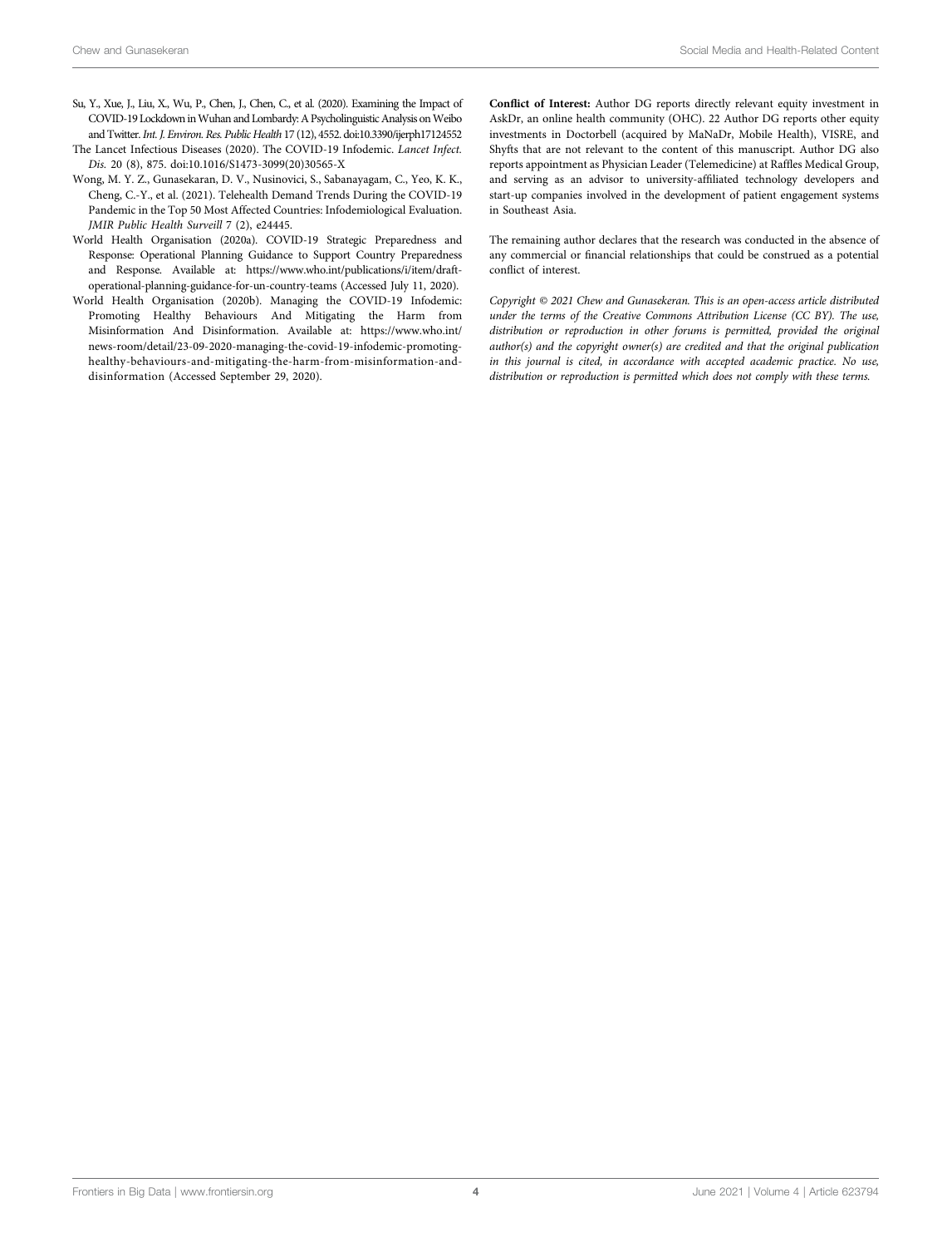Su, Y., Xue, J., Liu, X., Wu, P., Chen, J., Chen, C., et al. (2020). Examining the Impact of COVID-19 Lockdown in Wuhan and Lombardy: A Psycholinguistic Analysis on Weibo and Twitter. *Int. J. Environ. Res. Public Health* 17 (12), 4552. doi:10.3390/ijerph17124552

The Lancet Infectious Diseases (2020). The COVID-19 Infodemic. *Lancet Infect. Dis.* 20 (8), 875. doi:10.1016/S1473-3099(20)30565-X

Wong, M. Y. Z., Gunasekaran, D. V., Nusinovici, S., Sabanayagam, C., Yeo, K. K., Cheng, C.-Y., et al. (2021). Telehealth Demand Trends During the COVID-19 Pandemic in the Top 50 Most Affected Countries: Infodemiological Evaluation. *JMIR Public Health Surveill* 7 (2), e24445.

World Health Organisation (2020a). COVID-19 Strategic Preparedness and Response: Operational Planning Guidance to Support Country Preparedness and Response. Available at: https://www.who.int/publications/i/item/draft-operational-planning-guidance-for-un-country-teams (Accessed July 11, 2020).

World Health Organisation (2020b). Managing the COVID-19 Infodemic: Promoting Healthy Behaviours And Mitigating the Harm from Misinformation And Disinformation. Available at: https://www.who.int/news-room/detail/23-09-2020-managing-the-covid-19-infodemic-promoting-healthy-behaviours-and-mitigating-the-harm-from-misinformation-and-disinformation (Accessed September 29, 2020).

**Conflict of Interest:** Author DG reports directly relevant equity investment in AskDr, an online health community (OHC). 22 Author DG reports other equity investments in Doctorbell (acquired by MaNaDr, Mobile Health), VISRE, and Shyfts that are not relevant to the content of this manuscript. Author DG also reports appointment as Physician Leader (Telemedicine) at Raffles Medical Group, and serving as an advisor to university-affiliated technology developers and start-up companies involved in the development of patient engagement systems in Southeast Asia.

The remaining author declares that the research was conducted in the absence of any commercial or financial relationships that could be construed as a potential conflict of interest.

*Copyright © 2021 Chew and Gunasekeran. This is an open-access article distributed under the terms of the Creative Commons Attribution License (CC BY). The use, distribution or reproduction in other forums is permitted, provided the original author(s) and the copyright owner(s) are credited and that the original publication in this journal is cited, in accordance with accepted academic practice. No use, distribution or reproduction is permitted which does not comply with these terms.*